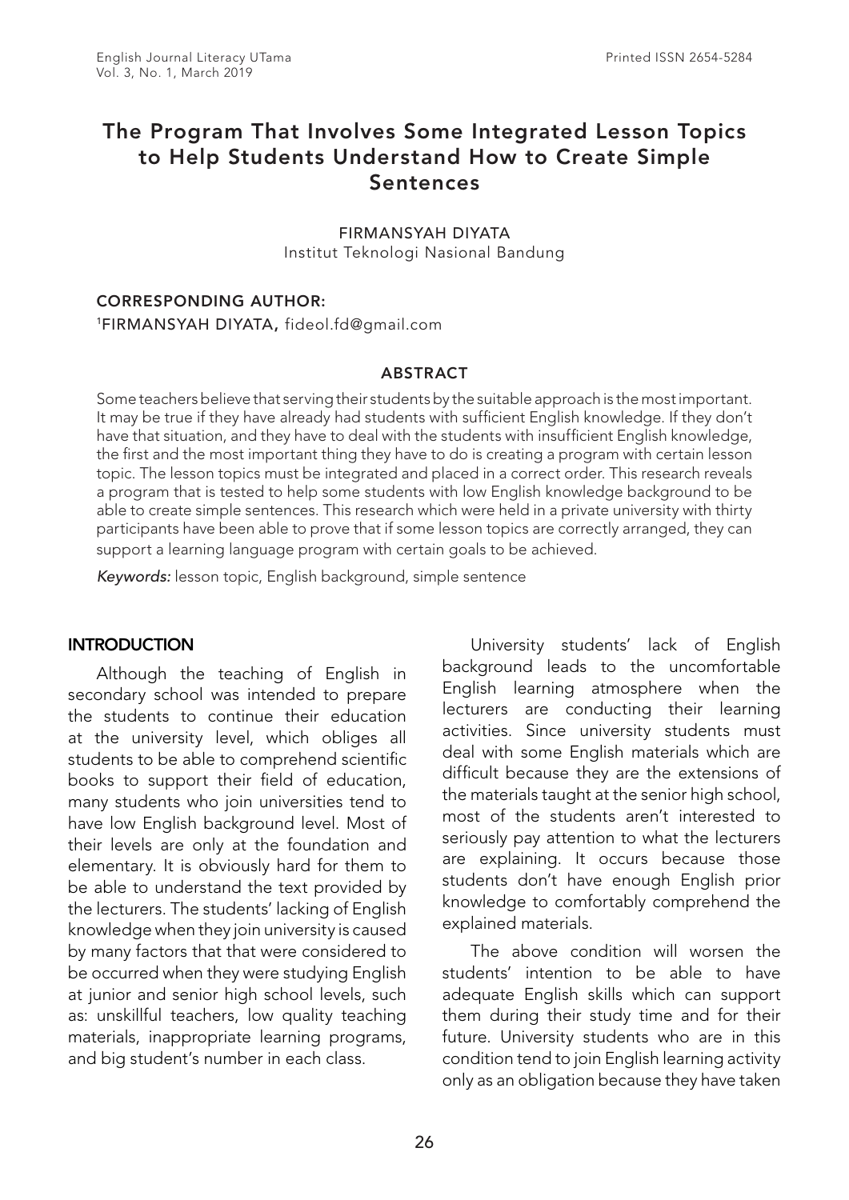# The Program That Involves Some Integrated Lesson Topics to Help Students Understand How to Create Simple Sentences

FIRMANSYAH DIYATA

Institut Teknologi Nasional Bandung

**CORRESPONDING AUTHOR:**

[1]FIRMANSYAH DIYATA, fideol.fd@gmail.com

## ABSTRACT

Some teachers believe that serving their students by the suitable approach is the most important. It may be true if they have already had students with sufficient English knowledge. If they don't have that situation, and they have to deal with the students with insufficient English knowledge, the first and the most important thing they have to do is creating a program with certain lesson topic. The lesson topics must be integrated and placed in a correct order. This research reveals a program that is tested to help some students with low English knowledge background to be able to create simple sentences. This research which were held in a private university with thirty participants have been able to prove that if some lesson topics are correctly arranged, they can support a learning language program with certain goals to be achieved.

*Keywords:* lesson topic, English background, simple sentence

## INTRODUCTION

Although the teaching of English in secondary school was intended to prepare the students to continue their education at the university level, which obliges all students to be able to comprehend scientific books to support their field of education, many students who join universities tend to have low English background level. Most of their levels are only at the foundation and elementary. It is obviously hard for them to be able to understand the text provided by the lecturers. The students' lacking of English knowledge when they join university is caused by many factors that that were considered to be occurred when they were studying English at junior and senior high school levels, such as: unskillful teachers, low quality teaching materials, inappropriate learning programs, and big student's number in each class.

University students' lack of English background leads to the uncomfortable English learning atmosphere when the lecturers are conducting their learning activities. Since university students must deal with some English materials which are difficult because they are the extensions of the materials taught at the senior high school, most of the students aren't interested to seriously pay attention to what the lecturers are explaining. It occurs because those students don't have enough English prior knowledge to comfortably comprehend the explained materials.

The above condition will worsen the students' intention to be able to have adequate English skills which can support them during their study time and for their future. University students who are in this condition tend to join English learning activity only as an obligation because they have taken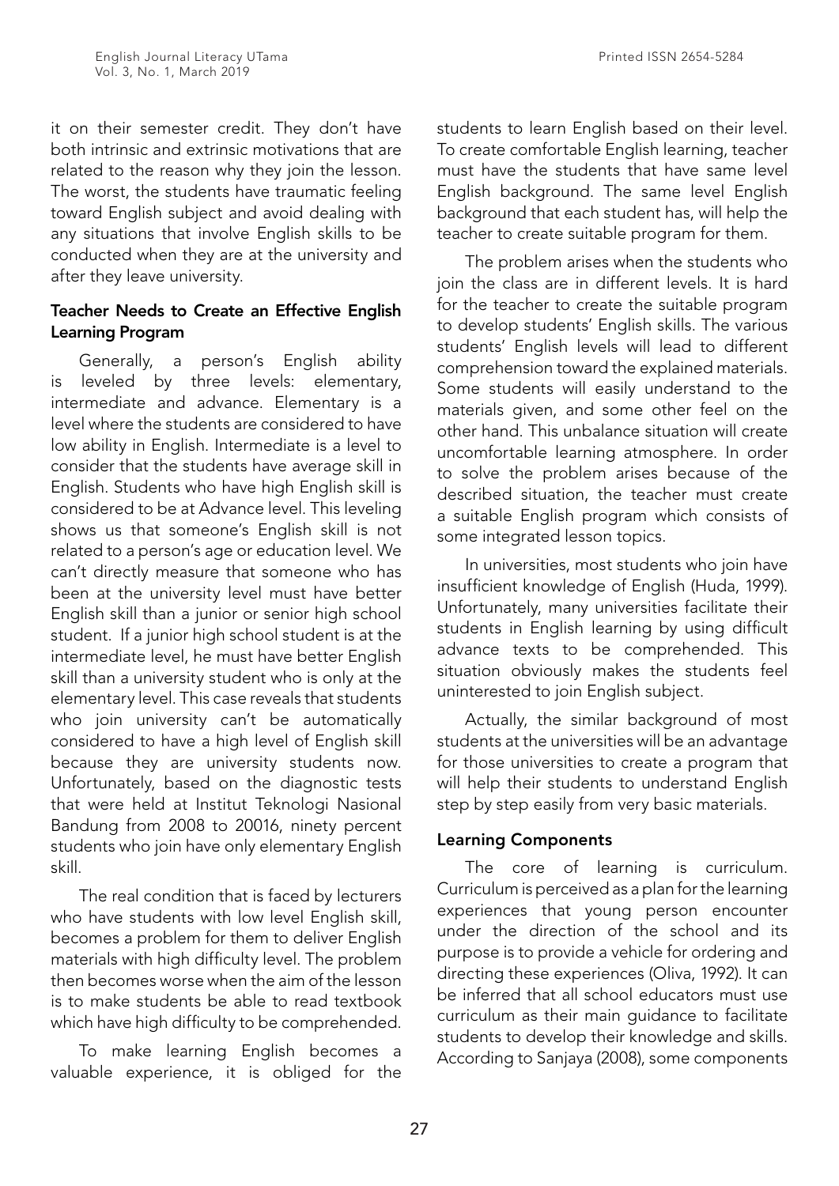it on their semester credit. They don't have both intrinsic and extrinsic motivations that are related to the reason why they join the lesson. The worst, the students have traumatic feeling toward English subject and avoid dealing with any situations that involve English skills to be conducted when they are at the university and after they leave university.

## Teacher Needs to Create an Effective English Learning Program

Generally, a person's English ability is leveled by three levels: elementary, intermediate and advance. Elementary is a level where the students are considered to have low ability in English. Intermediate is a level to consider that the students have average skill in English. Students who have high English skill is considered to be at Advance level. This leveling shows us that someone's English skill is not related to a person's age or education level. We can't directly measure that someone who has been at the university level must have better English skill than a junior or senior high school student. If a junior high school student is at the intermediate level, he must have better English skill than a university student who is only at the elementary level. This case reveals that students who join university can't be automatically considered to have a high level of English skill because they are university students now. Unfortunately, based on the diagnostic tests that were held at Institut Teknologi Nasional Bandung from 2008 to 20016, ninety percent students who join have only elementary English skill.

The real condition that is faced by lecturers who have students with low level English skill, becomes a problem for them to deliver English materials with high difficulty level. The problem then becomes worse when the aim of the lesson is to make students be able to read textbook which have high difficulty to be comprehended.

To make learning English becomes a valuable experience, it is obliged for the students to learn English based on their level. To create comfortable English learning, teacher must have the students that have same level English background. The same level English background that each student has, will help the teacher to create suitable program for them.

The problem arises when the students who join the class are in different levels. It is hard for the teacher to create the suitable program to develop students' English skills. The various students' English levels will lead to different comprehension toward the explained materials. Some students will easily understand to the materials given, and some other feel on the other hand. This unbalance situation will create uncomfortable learning atmosphere. In order to solve the problem arises because of the described situation, the teacher must create a suitable English program which consists of some integrated lesson topics.

In universities, most students who join have insufficient knowledge of English (Huda, 1999). Unfortunately, many universities facilitate their students in English learning by using difficult advance texts to be comprehended. This situation obviously makes the students feel uninterested to join English subject.

Actually, the similar background of most students at the universities will be an advantage for those universities to create a program that will help their students to understand English step by step easily from very basic materials.

## Learning Components

The core of learning is curriculum. Curriculum is perceived as a plan for the learning experiences that young person encounter under the direction of the school and its purpose is to provide a vehicle for ordering and directing these experiences (Oliva, 1992). It can be inferred that all school educators must use curriculum as their main guidance to facilitate students to develop their knowledge and skills. According to Sanjaya (2008), some components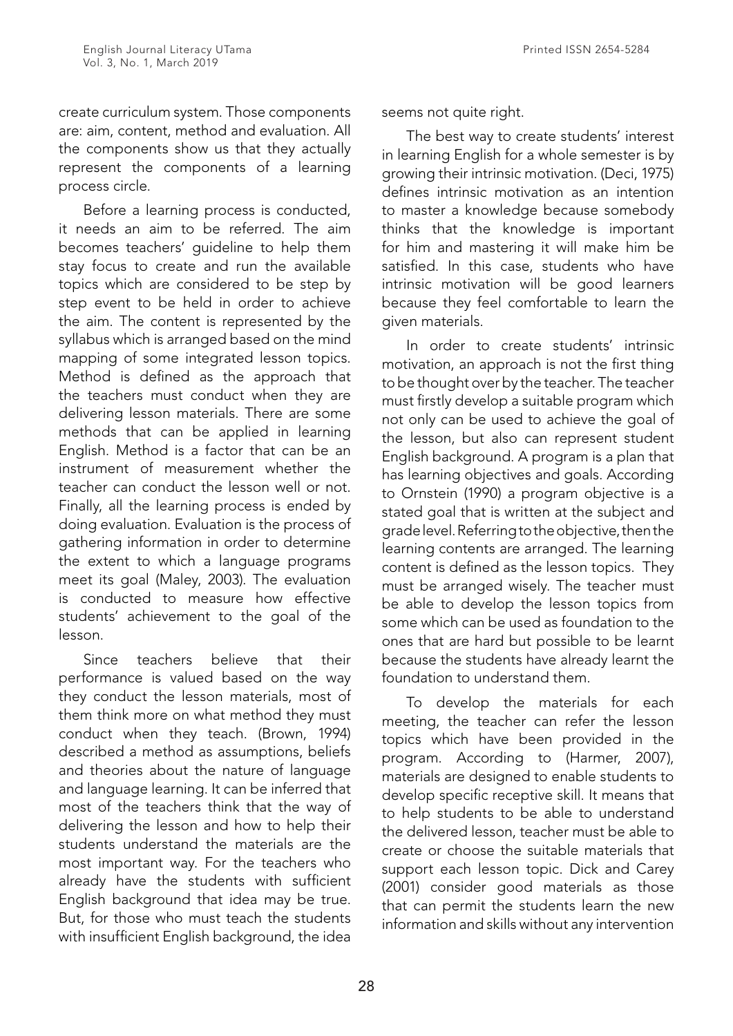create curriculum system. Those components are: aim, content, method and evaluation. All the components show us that they actually represent the components of a learning process circle.

Before a learning process is conducted, it needs an aim to be referred. The aim becomes teachers' guideline to help them stay focus to create and run the available topics which are considered to be step by step event to be held in order to achieve the aim. The content is represented by the syllabus which is arranged based on the mind mapping of some integrated lesson topics. Method is defined as the approach that the teachers must conduct when they are delivering lesson materials. There are some methods that can be applied in learning English. Method is a factor that can be an instrument of measurement whether the teacher can conduct the lesson well or not. Finally, all the learning process is ended by doing evaluation. Evaluation is the process of gathering information in order to determine the extent to which a language programs meet its goal (Maley, 2003). The evaluation is conducted to measure how effective students' achievement to the goal of the lesson.

Since teachers believe that their performance is valued based on the way they conduct the lesson materials, most of them think more on what method they must conduct when they teach. (Brown, 1994) described a method as assumptions, beliefs and theories about the nature of language and language learning. It can be inferred that most of the teachers think that the way of delivering the lesson and how to help their students understand the materials are the most important way. For the teachers who already have the students with sufficient English background that idea may be true. But, for those who must teach the students with insufficient English background, the idea seems not quite right.

The best way to create students' interest in learning English for a whole semester is by growing their intrinsic motivation. (Deci, 1975) defines intrinsic motivation as an intention to master a knowledge because somebody thinks that the knowledge is important for him and mastering it will make him be satisfied. In this case, students who have intrinsic motivation will be good learners because they feel comfortable to learn the given materials.

In order to create students' intrinsic motivation, an approach is not the first thing to be thought over by the teacher. The teacher must firstly develop a suitable program which not only can be used to achieve the goal of the lesson, but also can represent student English background. A program is a plan that has learning objectives and goals. According to Ornstein (1990) a program objective is a stated goal that is written at the subject and grade level. Referring to the objective, then the learning contents are arranged. The learning content is defined as the lesson topics. They must be arranged wisely. The teacher must be able to develop the lesson topics from some which can be used as foundation to the ones that are hard but possible to be learnt because the students have already learnt the foundation to understand them.

To develop the materials for each meeting, the teacher can refer the lesson topics which have been provided in the program. According to (Harmer, 2007), materials are designed to enable students to develop specific receptive skill. It means that to help students to be able to understand the delivered lesson, teacher must be able to create or choose the suitable materials that support each lesson topic. Dick and Carey (2001) consider good materials as those that can permit the students learn the new information and skills without any intervention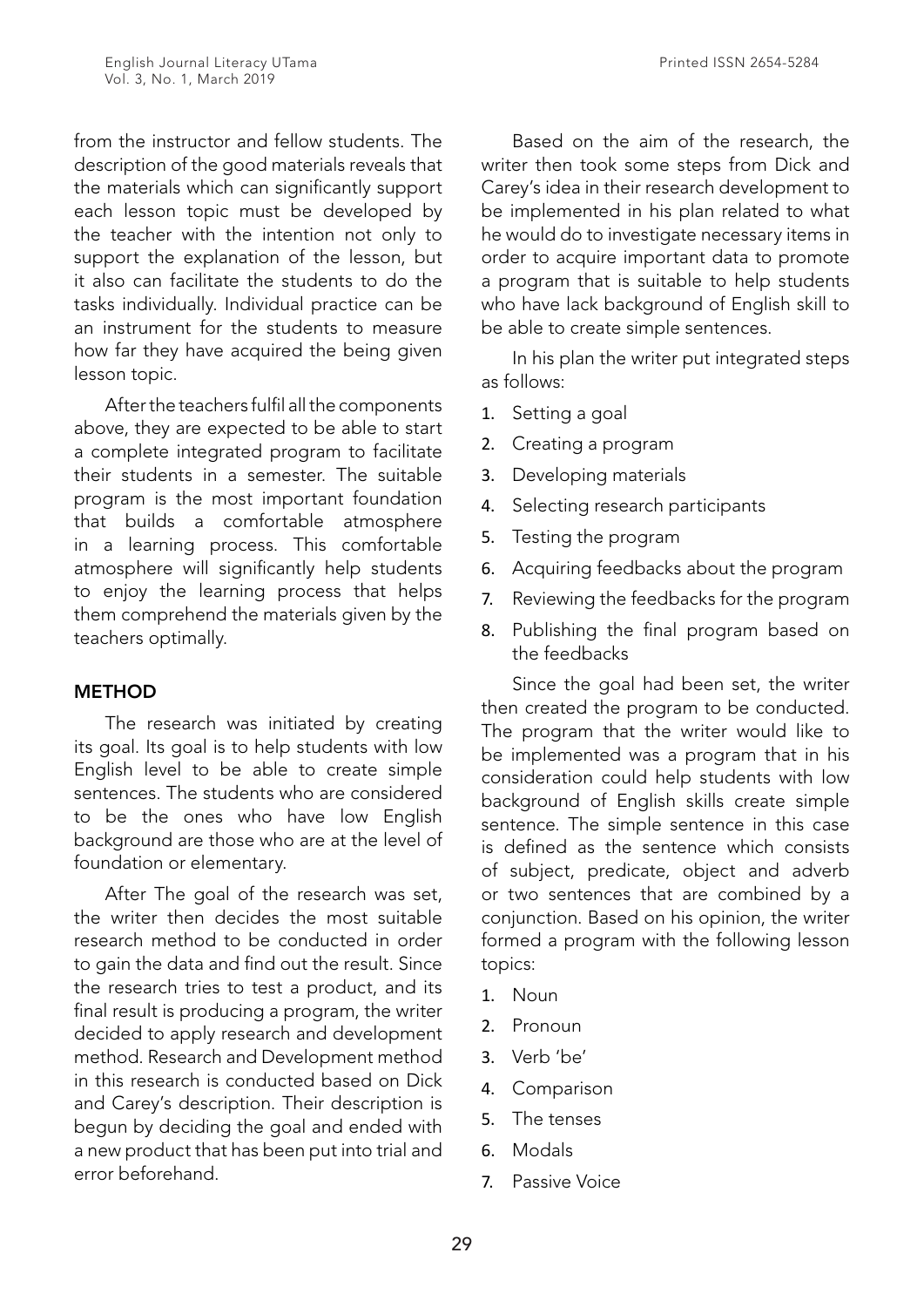from the instructor and fellow students. The description of the good materials reveals that the materials which can significantly support each lesson topic must be developed by the teacher with the intention not only to support the explanation of the lesson, but it also can facilitate the students to do the tasks individually. Individual practice can be an instrument for the students to measure how far they have acquired the being given lesson topic.

After the teachers fulfil all the components above, they are expected to be able to start a complete integrated program to facilitate their students in a semester. The suitable program is the most important foundation that builds a comfortable atmosphere in a learning process. This comfortable atmosphere will significantly help students to enjoy the learning process that helps them comprehend the materials given by the teachers optimally.

## METHOD

The research was initiated by creating its goal. Its goal is to help students with low English level to be able to create simple sentences. The students who are considered to be the ones who have low English background are those who are at the level of foundation or elementary.

After The goal of the research was set, the writer then decides the most suitable research method to be conducted in order to gain the data and find out the result. Since the research tries to test a product, and its final result is producing a program, the writer decided to apply research and development method. Research and Development method in this research is conducted based on Dick and Carey's description. Their description is begun by deciding the goal and ended with a new product that has been put into trial and error beforehand.

Based on the aim of the research, the writer then took some steps from Dick and Carey's idea in their research development to be implemented in his plan related to what he would do to investigate necessary items in order to acquire important data to promote a program that is suitable to help students who have lack background of English skill to be able to create simple sentences.

In his plan the writer put integrated steps as follows:

1. Setting a goal
2. Creating a program
3. Developing materials
4. Selecting research participants
5. Testing the program
6. Acquiring feedbacks about the program
7. Reviewing the feedbacks for the program
8. Publishing the final program based on the feedbacks

Since the goal had been set, the writer then created the program to be conducted. The program that the writer would like to be implemented was a program that in his consideration could help students with low background of English skills create simple sentence. The simple sentence in this case is defined as the sentence which consists of subject, predicate, object and adverb or two sentences that are combined by a conjunction. Based on his opinion, the writer formed a program with the following lesson topics:

1. Noun
2. Pronoun
3. Verb 'be'
4. Comparison
5. The tenses
6. Modals
7. Passive Voice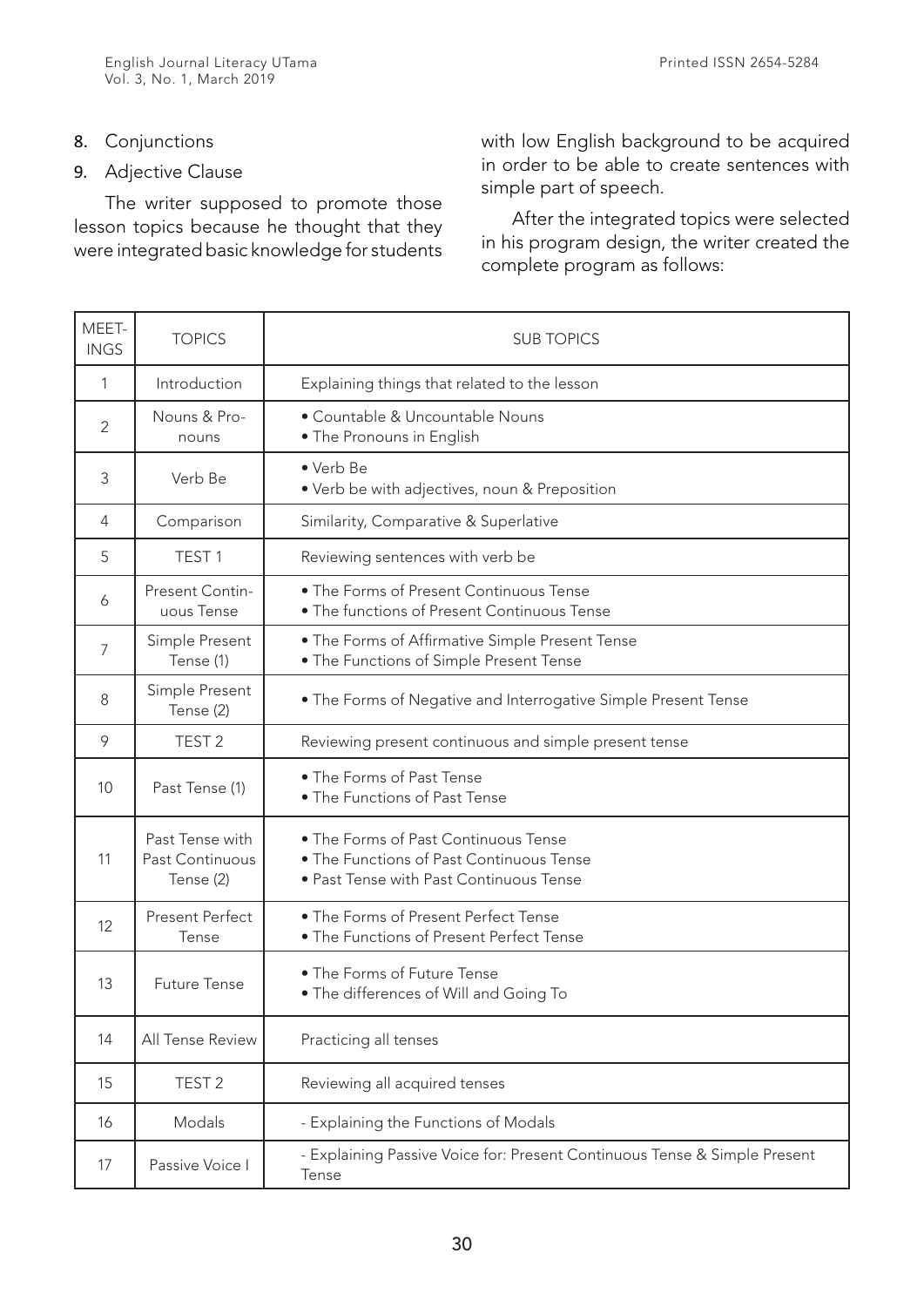8. Conjunctions
9. Adjective Clause

The writer supposed to promote those lesson topics because he thought that they were integrated basic knowledge for students with low English background to be acquired in order to be able to create sentences with simple part of speech.

After the integrated topics were selected in his program design, the writer created the complete program as follows:

| MEET-INGS | TOPICS | SUB TOPICS |
|---|---|---|
| 1 | Introduction | Explaining things that related to the lesson |
| 2 | Nouns & Pro-nouns | • Countable & Uncountable Nouns<br>• The Pronouns in English |
| 3 | Verb Be | • Verb Be<br>• Verb be with adjectives, noun & Preposition |
| 4 | Comparison | Similarity, Comparative & Superlative |
| 5 | TEST 1 | Reviewing sentences with verb be |
| 6 | Present Contin-uous Tense | • The Forms of Present Continuous Tense<br>• The functions of Present Continuous Tense |
| 7 | Simple Present Tense (1) | • The Forms of Affirmative Simple Present Tense<br>• The Functions of Simple Present Tense |
| 8 | Simple Present Tense (2) | • The Forms of Negative and Interrogative Simple Present Tense |
| 9 | TEST 2 | Reviewing present continuous and simple present tense |
| 10 | Past Tense (1) | • The Forms of Past Tense<br>• The Functions of Past Tense |
| 11 | Past Tense with Past Continuous Tense (2) | • The Forms of Past Continuous Tense<br>• The Functions of Past Continuous Tense<br>• Past Tense with Past Continuous Tense |
| 12 | Present Perfect Tense | • The Forms of Present Perfect Tense<br>• The Functions of Present Perfect Tense |
| 13 | Future Tense | • The Forms of Future Tense<br>• The differences of Will and Going To |
| 14 | All Tense Review | Practicing all tenses |
| 15 | TEST 2 | Reviewing all acquired tenses |
| 16 | Modals | - Explaining the Functions of Modals |
| 17 | Passive Voice I | - Explaining Passive Voice for: Present Continuous Tense & Simple Present Tense |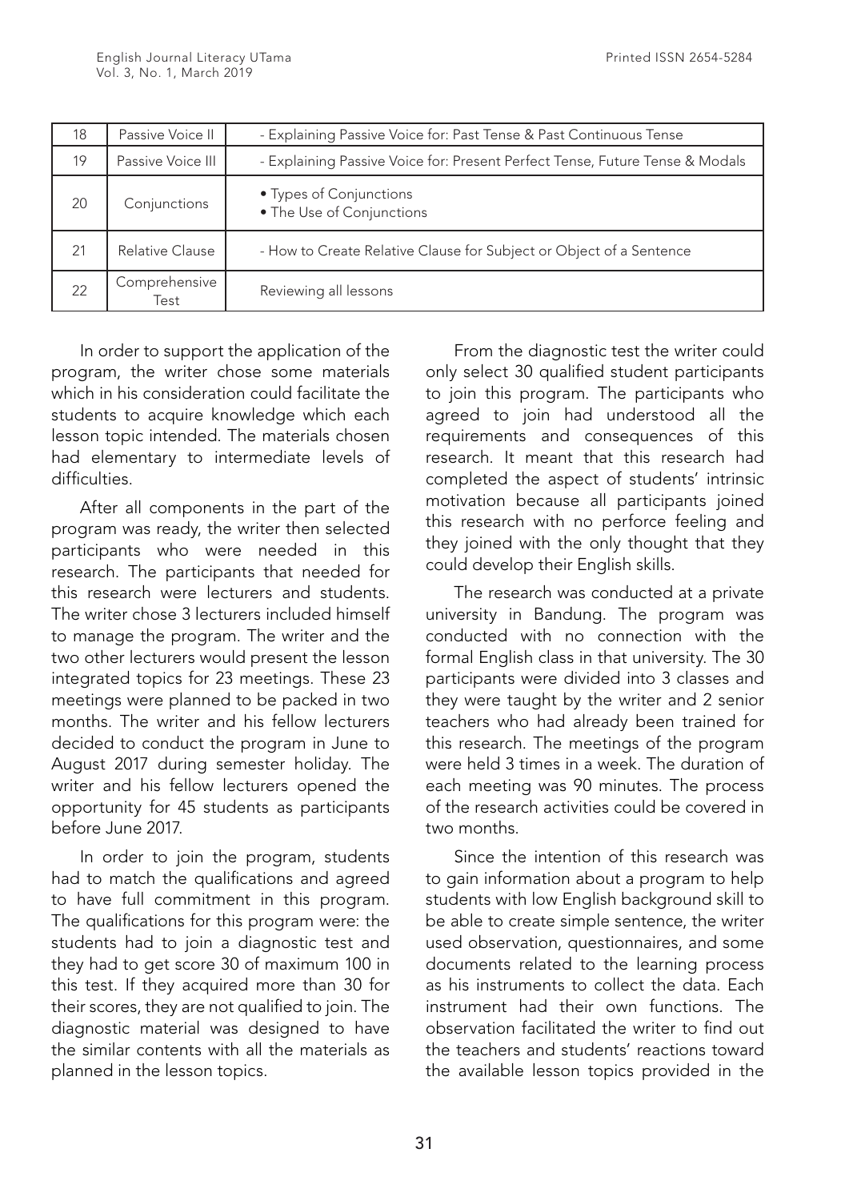| 18 | Passive Voice II | - Explaining Passive Voice for: Past Tense & Past Continuous Tense |
|---|---|---|
| 19 | Passive Voice III | - Explaining Passive Voice for: Present Perfect Tense, Future Tense & Modals |
| 20 | Conjunctions | • Types of Conjunctions<br>• The Use of Conjunctions |
| 21 | Relative Clause | - How to Create Relative Clause for Subject or Object of a Sentence |
| 22 | Comprehensive Test | Reviewing all lessons |

In order to support the application of the program, the writer chose some materials which in his consideration could facilitate the students to acquire knowledge which each lesson topic intended. The materials chosen had elementary to intermediate levels of difficulties.

After all components in the part of the program was ready, the writer then selected participants who were needed in this research. The participants that needed for this research were lecturers and students. The writer chose 3 lecturers included himself to manage the program. The writer and the two other lecturers would present the lesson integrated topics for 23 meetings. These 23 meetings were planned to be packed in two months. The writer and his fellow lecturers decided to conduct the program in June to August 2017 during semester holiday. The writer and his fellow lecturers opened the opportunity for 45 students as participants before June 2017.

In order to join the program, students had to match the qualifications and agreed to have full commitment in this program. The qualifications for this program were: the students had to join a diagnostic test and they had to get score 30 of maximum 100 in this test. If they acquired more than 30 for their scores, they are not qualified to join. The diagnostic material was designed to have the similar contents with all the materials as planned in the lesson topics.

From the diagnostic test the writer could only select 30 qualified student participants to join this program. The participants who agreed to join had understood all the requirements and consequences of this research. It meant that this research had completed the aspect of students' intrinsic motivation because all participants joined this research with no perforce feeling and they joined with the only thought that they could develop their English skills.

The research was conducted at a private university in Bandung. The program was conducted with no connection with the formal English class in that university. The 30 participants were divided into 3 classes and they were taught by the writer and 2 senior teachers who had already been trained for this research. The meetings of the program were held 3 times in a week. The duration of each meeting was 90 minutes. The process of the research activities could be covered in two months.

Since the intention of this research was to gain information about a program to help students with low English background skill to be able to create simple sentence, the writer used observation, questionnaires, and some documents related to the learning process as his instruments to collect the data. Each instrument had their own functions. The observation facilitated the writer to find out the teachers and students' reactions toward the available lesson topics provided in the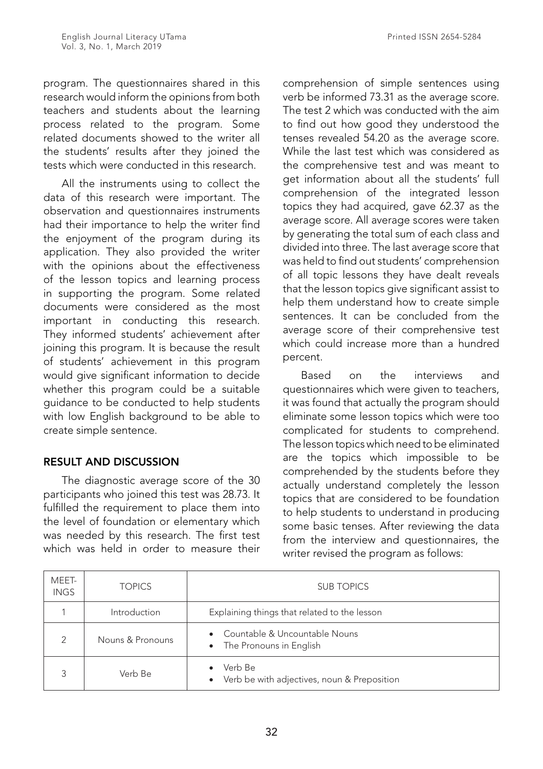program. The questionnaires shared in this research would inform the opinions from both teachers and students about the learning process related to the program. Some related documents showed to the writer all the students' results after they joined the tests which were conducted in this research.

All the instruments using to collect the data of this research were important. The observation and questionnaires instruments had their importance to help the writer find the enjoyment of the program during its application. They also provided the writer with the opinions about the effectiveness of the lesson topics and learning process in supporting the program. Some related documents were considered as the most important in conducting this research. They informed students' achievement after joining this program. It is because the result of students' achievement in this program would give significant information to decide whether this program could be a suitable guidance to be conducted to help students with low English background to be able to create simple sentence.

## RESULT AND DISCUSSION

The diagnostic average score of the 30 participants who joined this test was 28.73. It fulfilled the requirement to place them into the level of foundation or elementary which was needed by this research. The first test which was held in order to measure their comprehension of simple sentences using verb be informed 73.31 as the average score. The test 2 which was conducted with the aim to find out how good they understood the tenses revealed 54.20 as the average score. While the last test which was considered as the comprehensive test and was meant to get information about all the students' full comprehension of the integrated lesson topics they had acquired, gave 62.37 as the average score. All average scores were taken by generating the total sum of each class and divided into three. The last average score that was held to find out students' comprehension of all topic lessons they have dealt reveals that the lesson topics give significant assist to help them understand how to create simple sentences. It can be concluded from the average score of their comprehensive test which could increase more than a hundred percent.

Based on the interviews and questionnaires which were given to teachers, it was found that actually the program should eliminate some lesson topics which were too complicated for students to comprehend. The lesson topics which need to be eliminated are the topics which impossible to be comprehended by the students before they actually understand completely the lesson topics that are considered to be foundation to help students to understand in producing some basic tenses. After reviewing the data from the interview and questionnaires, the writer revised the program as follows:

| MEETINGS | TOPICS | SUB TOPICS |
|---|---|---|
| 1 | Introduction | Explaining things that related to the lesson |
| 2 | Nouns & Pronouns | • Countable & Uncountable Nouns<br>• The Pronouns in English |
| 3 | Verb Be | • Verb Be<br>• Verb be with adjectives, noun & Preposition |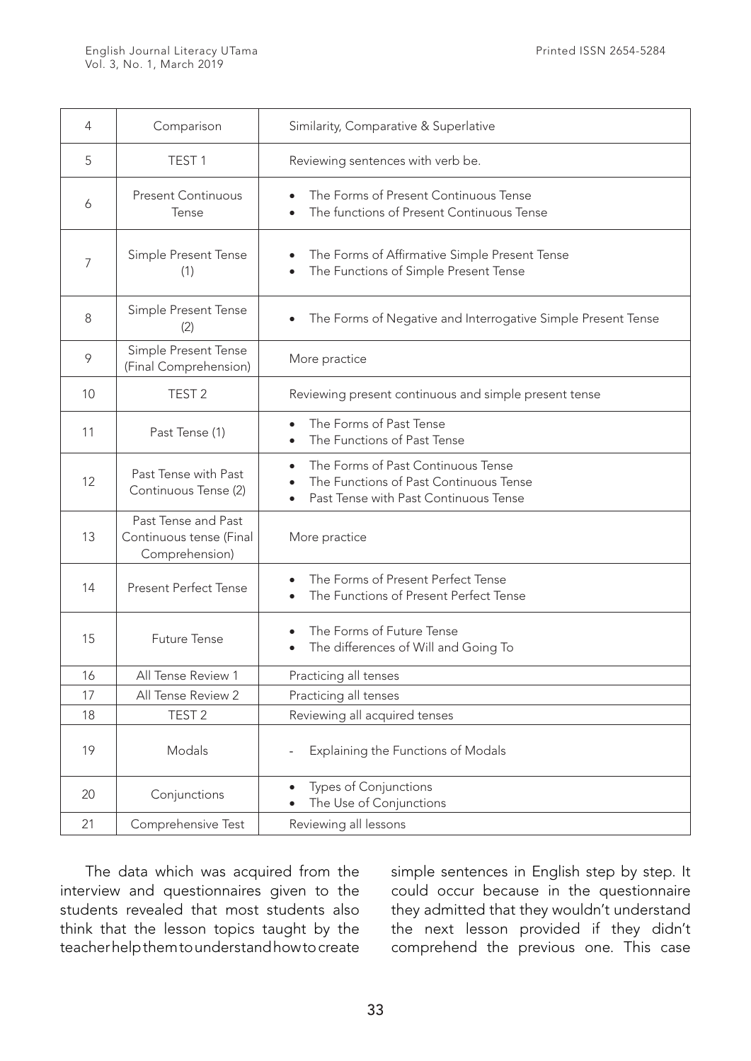| 4 | Comparison | Similarity, Comparative & Superlative |
|---|---|---|
| 5 | TEST 1 | Reviewing sentences with verb be. |
| 6 | Present Continuous Tense | • The Forms of Present Continuous Tense<br>• The functions of Present Continuous Tense |
| 7 | Simple Present Tense (1) | • The Forms of Affirmative Simple Present Tense<br>• The Functions of Simple Present Tense |
| 8 | Simple Present Tense (2) | • The Forms of Negative and Interrogative Simple Present Tense |
| 9 | Simple Present Tense (Final Comprehension) | More practice |
| 10 | TEST 2 | Reviewing present continuous and simple present tense |
| 11 | Past Tense (1) | • The Forms of Past Tense<br>• The Functions of Past Tense |
| 12 | Past Tense with Past Continuous Tense (2) | • The Forms of Past Continuous Tense<br>• The Functions of Past Continuous Tense<br>• Past Tense with Past Continuous Tense |
| 13 | Past Tense and Past Continuous tense (Final Comprehension) | More practice |
| 14 | Present Perfect Tense | • The Forms of Present Perfect Tense<br>• The Functions of Present Perfect Tense |
| 15 | Future Tense | • The Forms of Future Tense<br>• The differences of Will and Going To |
| 16 | All Tense Review 1 | Practicing all tenses |
| 17 | All Tense Review 2 | Practicing all tenses |
| 18 | TEST 2 | Reviewing all acquired tenses |
| 19 | Modals | - Explaining the Functions of Modals |
| 20 | Conjunctions | • Types of Conjunctions<br>• The Use of Conjunctions |
| 21 | Comprehensive Test | Reviewing all lessons |

The data which was acquired from the interview and questionnaires given to the students revealed that most students also think that the lesson topics taught by the teacher help them to understand how to create simple sentences in English step by step. It could occur because in the questionnaire they admitted that they wouldn't understand the next lesson provided if they didn't comprehend the previous one. This case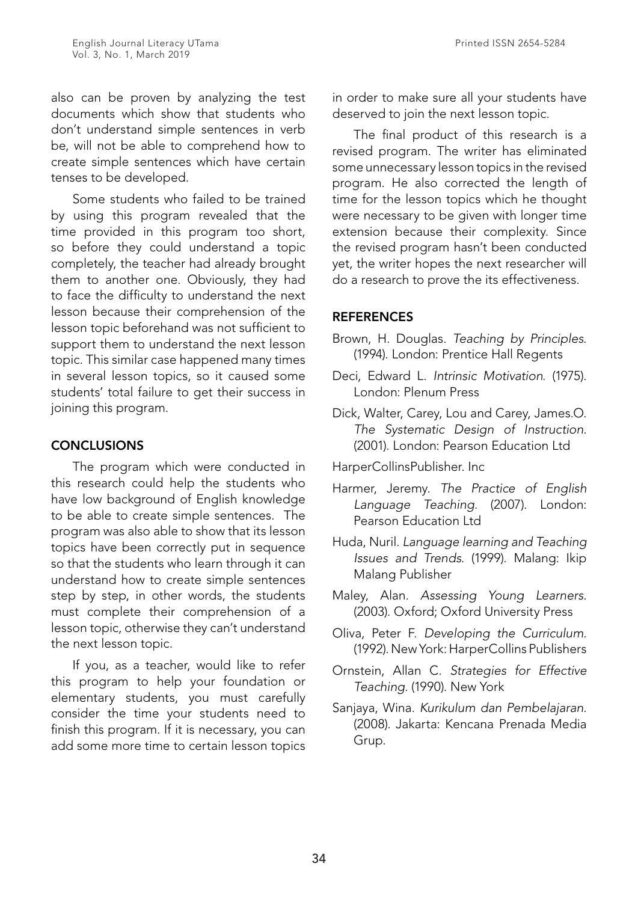also can be proven by analyzing the test documents which show that students who don't understand simple sentences in verb be, will not be able to comprehend how to create simple sentences which have certain tenses to be developed.

Some students who failed to be trained by using this program revealed that the time provided in this program too short, so before they could understand a topic completely, the teacher had already brought them to another one. Obviously, they had to face the difficulty to understand the next lesson because their comprehension of the lesson topic beforehand was not sufficient to support them to understand the next lesson topic. This similar case happened many times in several lesson topics, so it caused some students' total failure to get their success in joining this program.

## CONCLUSIONS

The program which were conducted in this research could help the students who have low background of English knowledge to be able to create simple sentences. The program was also able to show that its lesson topics have been correctly put in sequence so that the students who learn through it can understand how to create simple sentences step by step, in other words, the students must complete their comprehension of a lesson topic, otherwise they can't understand the next lesson topic.

If you, as a teacher, would like to refer this program to help your foundation or elementary students, you must carefully consider the time your students need to finish this program. If it is necessary, you can add some more time to certain lesson topics in order to make sure all your students have deserved to join the next lesson topic.

The final product of this research is a revised program. The writer has eliminated some unnecessary lesson topics in the revised program. He also corrected the length of time for the lesson topics which he thought were necessary to be given with longer time extension because their complexity. Since the revised program hasn't been conducted yet, the writer hopes the next researcher will do a research to prove the its effectiveness.

## REFERENCES

Brown, H. Douglas. *Teaching by Principles*. (1994). London: Prentice Hall Regents

Deci, Edward L. *Intrinsic Motivation*. (1975). London: Plenum Press

Dick, Walter, Carey, Lou and Carey, James.O. *The Systematic Design of Instruction.* (2001). London: Pearson Education Ltd

HarperCollinsPublisher. Inc

Harmer, Jeremy. *The Practice of English Language Teaching.* (2007). London: Pearson Education Ltd

Huda, Nuril. *Language learning and Teaching Issues and Trends*. (1999). Malang: Ikip Malang Publisher

Maley, Alan. *Assessing Young Learners.* (2003). Oxford; Oxford University Press

Oliva, Peter F. *Developing the Curriculum.* (1992). New York: HarperCollins Publishers

Ornstein, Allan C. *Strategies for Effective Teaching*. (1990). New York

Sanjaya, Wina. *Kurikulum dan Pembelajaran*. (2008). Jakarta: Kencana Prenada Media Grup.